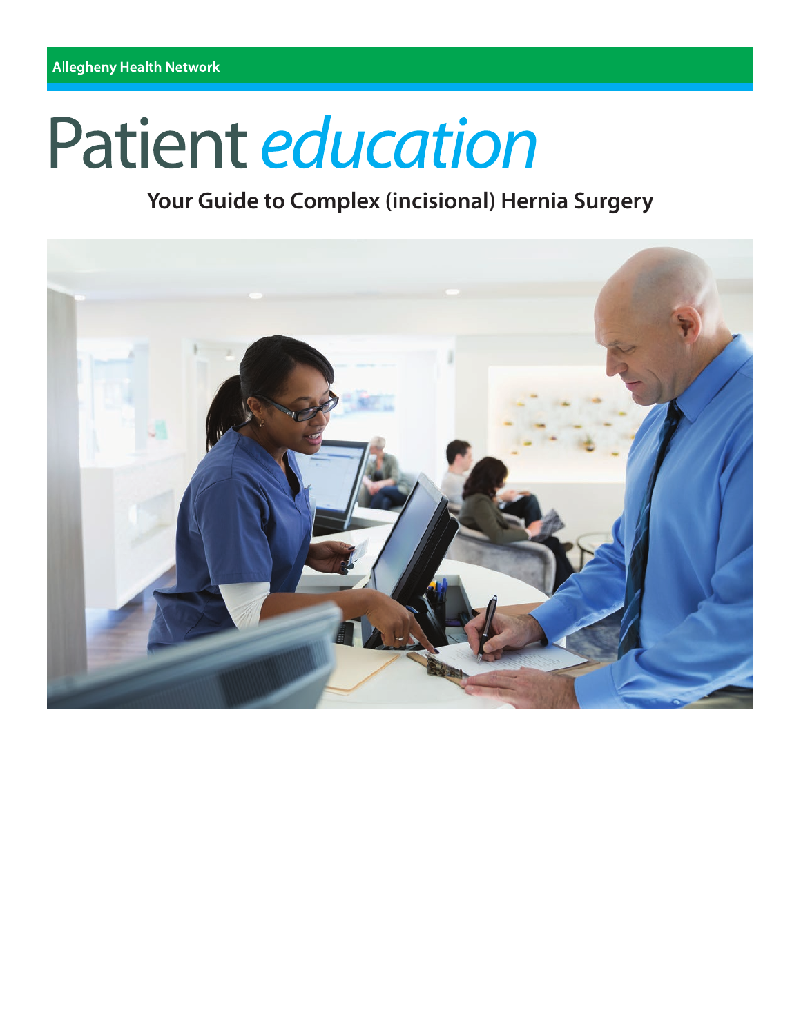Allegheny Health Network

# Patient *education*

## Your Guide to Complex (incisional) Hernia Surgery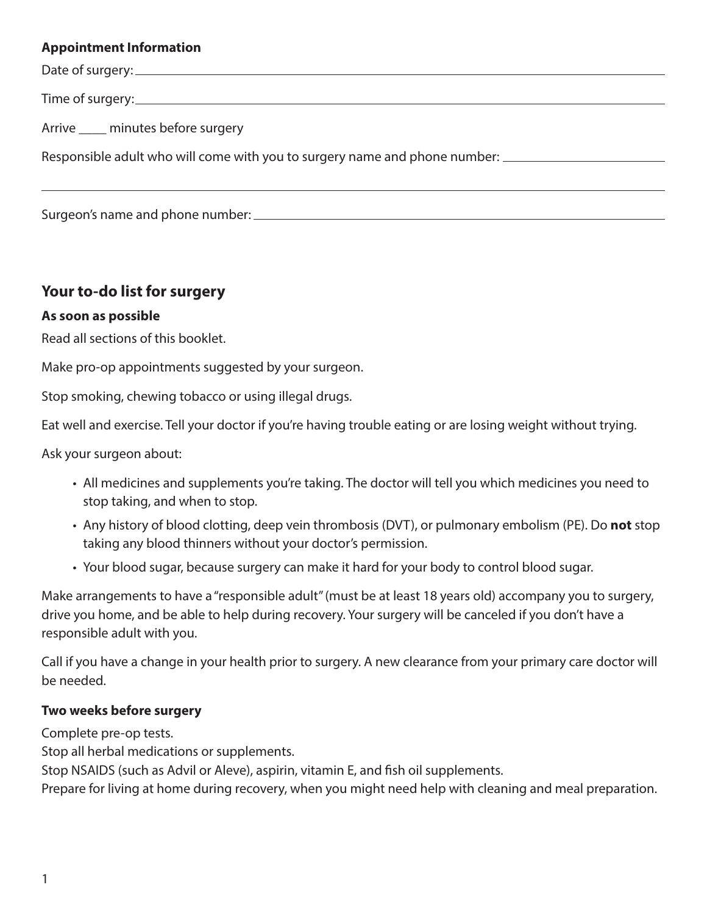**Appointment Information**

Date of surgery: ____________________

Time of surgery: ____________________

Arrive ____ minutes before surgery

Responsible adult who will come with you to surgery name and phone number: ____________________

____________________

Surgeon's name and phone number: ____________________

## Your to-do list for surgery

**As soon as possible**

Read all sections of this booklet.

Make pro-op appointments suggested by your surgeon.

Stop smoking, chewing tobacco or using illegal drugs.

Eat well and exercise. Tell your doctor if you're having trouble eating or are losing weight without trying.

Ask your surgeon about:

- All medicines and supplements you're taking. The doctor will tell you which medicines you need to stop taking, and when to stop.
- Any history of blood clotting, deep vein thrombosis (DVT), or pulmonary embolism (PE). Do **not** stop taking any blood thinners without your doctor's permission.
- Your blood sugar, because surgery can make it hard for your body to control blood sugar.

Make arrangements to have a "responsible adult" (must be at least 18 years old) accompany you to surgery, drive you home, and be able to help during recovery. Your surgery will be canceled if you don't have a responsible adult with you.

Call if you have a change in your health prior to surgery. A new clearance from your primary care doctor will be needed.

**Two weeks before surgery**

Complete pre-op tests.
Stop all herbal medications or supplements.
Stop NSAIDS (such as Advil or Aleve), aspirin, vitamin E, and fish oil supplements.
Prepare for living at home during recovery, when you might need help with cleaning and meal preparation.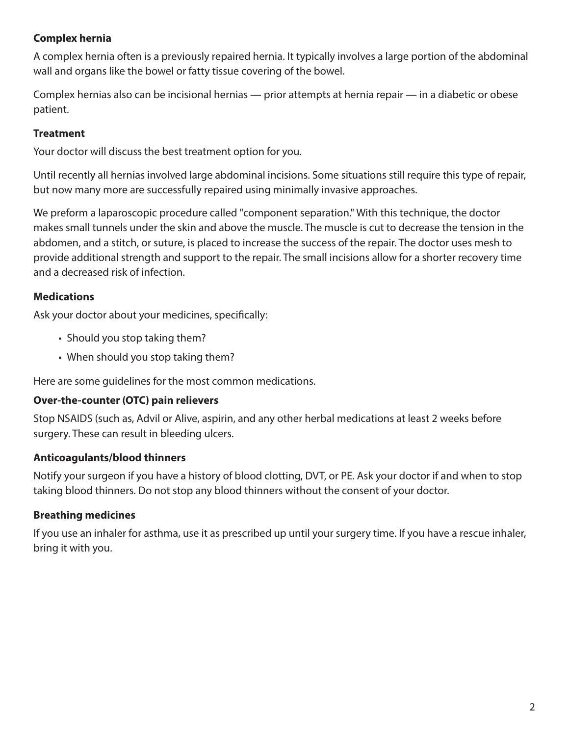### Complex hernia

A complex hernia often is a previously repaired hernia. It typically involves a large portion of the abdominal wall and organs like the bowel or fatty tissue covering of the bowel.

Complex hernias also can be incisional hernias — prior attempts at hernia repair — in a diabetic or obese patient.

### Treatment

Your doctor will discuss the best treatment option for you.

Until recently all hernias involved large abdominal incisions. Some situations still require this type of repair, but now many more are successfully repaired using minimally invasive approaches.

We preform a laparoscopic procedure called "component separation." With this technique, the doctor makes small tunnels under the skin and above the muscle. The muscle is cut to decrease the tension in the abdomen, and a stitch, or suture, is placed to increase the success of the repair. The doctor uses mesh to provide additional strength and support to the repair. The small incisions allow for a shorter recovery time and a decreased risk of infection.

### Medications

Ask your doctor about your medicines, specifically:

- Should you stop taking them?
- When should you stop taking them?

Here are some guidelines for the most common medications.

#### Over-the-counter (OTC) pain relievers

Stop NSAIDS (such as, Advil or Alive, aspirin, and any other herbal medications at least 2 weeks before surgery. These can result in bleeding ulcers.

#### Anticoagulants/blood thinners

Notify your surgeon if you have a history of blood clotting, DVT, or PE. Ask your doctor if and when to stop taking blood thinners. Do not stop any blood thinners without the consent of your doctor.

#### Breathing medicines

If you use an inhaler for asthma, use it as prescribed up until your surgery time. If you have a rescue inhaler, bring it with you.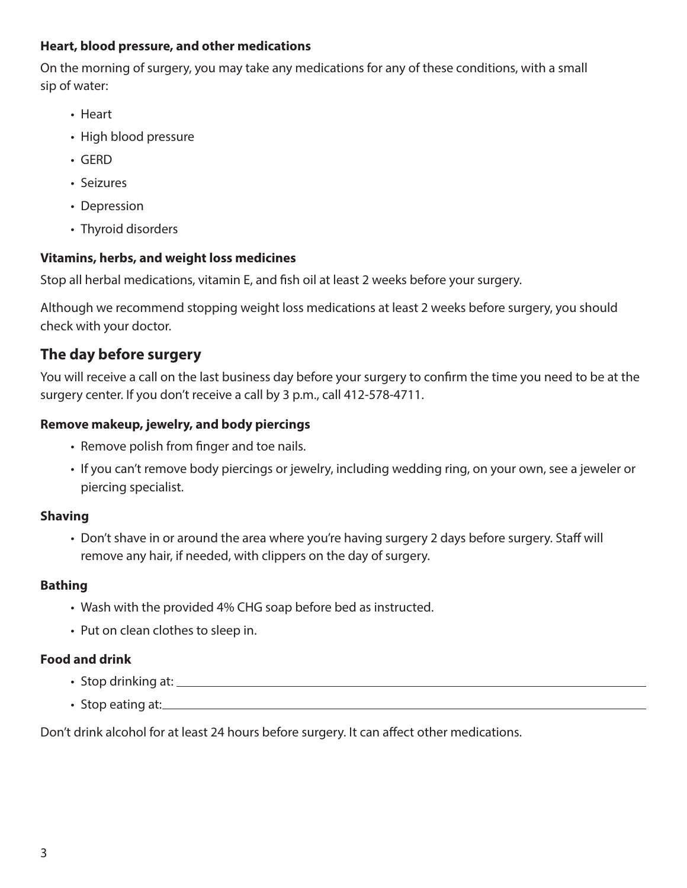### Heart, blood pressure, and other medications

On the morning of surgery, you may take any medications for any of these conditions, with a small sip of water:

- Heart
- High blood pressure
- GERD
- Seizures
- Depression
- Thyroid disorders

### Vitamins, herbs, and weight loss medicines

Stop all herbal medications, vitamin E, and fish oil at least 2 weeks before your surgery.

Although we recommend stopping weight loss medications at least 2 weeks before surgery, you should check with your doctor.

## The day before surgery

You will receive a call on the last business day before your surgery to confirm the time you need to be at the surgery center. If you don't receive a call by 3 p.m., call 412-578-4711.

### Remove makeup, jewelry, and body piercings

- Remove polish from finger and toe nails.
- If you can't remove body piercings or jewelry, including wedding ring, on your own, see a jeweler or piercing specialist.

### Shaving

- Don't shave in or around the area where you're having surgery 2 days before surgery. Staff will remove any hair, if needed, with clippers on the day of surgery.

### Bathing

- Wash with the provided 4% CHG soap before bed as instructed.
- Put on clean clothes to sleep in.

### Food and drink

- Stop drinking at: ______________________________
- Stop eating at: ______________________________

Don't drink alcohol for at least 24 hours before surgery. It can affect other medications.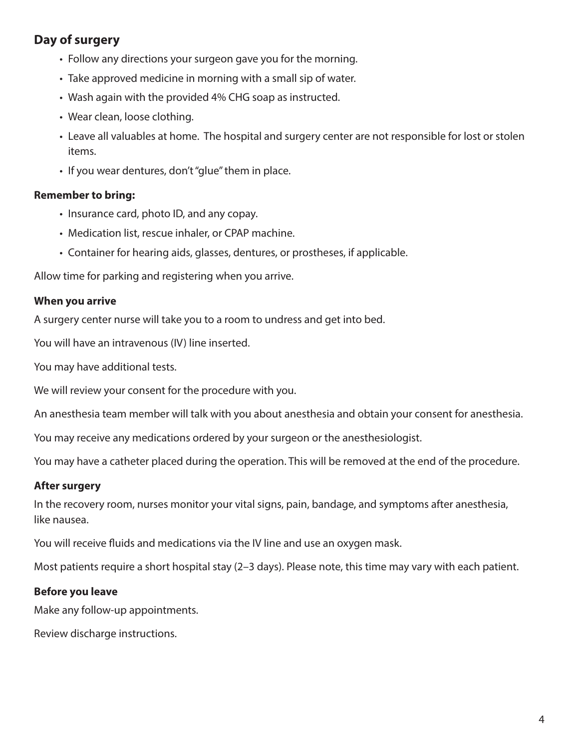## Day of surgery

- Follow any directions your surgeon gave you for the morning.
- Take approved medicine in morning with a small sip of water.
- Wash again with the provided 4% CHG soap as instructed.
- Wear clean, loose clothing.
- Leave all valuables at home. The hospital and surgery center are not responsible for lost or stolen items.
- If you wear dentures, don't "glue" them in place.

**Remember to bring:**

- Insurance card, photo ID, and any copay.
- Medication list, rescue inhaler, or CPAP machine.
- Container for hearing aids, glasses, dentures, or prostheses, if applicable.

Allow time for parking and registering when you arrive.

### When you arrive

A surgery center nurse will take you to a room to undress and get into bed.

You will have an intravenous (IV) line inserted.

You may have additional tests.

We will review your consent for the procedure with you.

An anesthesia team member will talk with you about anesthesia and obtain your consent for anesthesia.

You may receive any medications ordered by your surgeon or the anesthesiologist.

You may have a catheter placed during the operation. This will be removed at the end of the procedure.

### After surgery

In the recovery room, nurses monitor your vital signs, pain, bandage, and symptoms after anesthesia, like nausea.

You will receive fluids and medications via the IV line and use an oxygen mask.

Most patients require a short hospital stay (2–3 days). Please note, this time may vary with each patient.

### Before you leave

Make any follow-up appointments.

Review discharge instructions.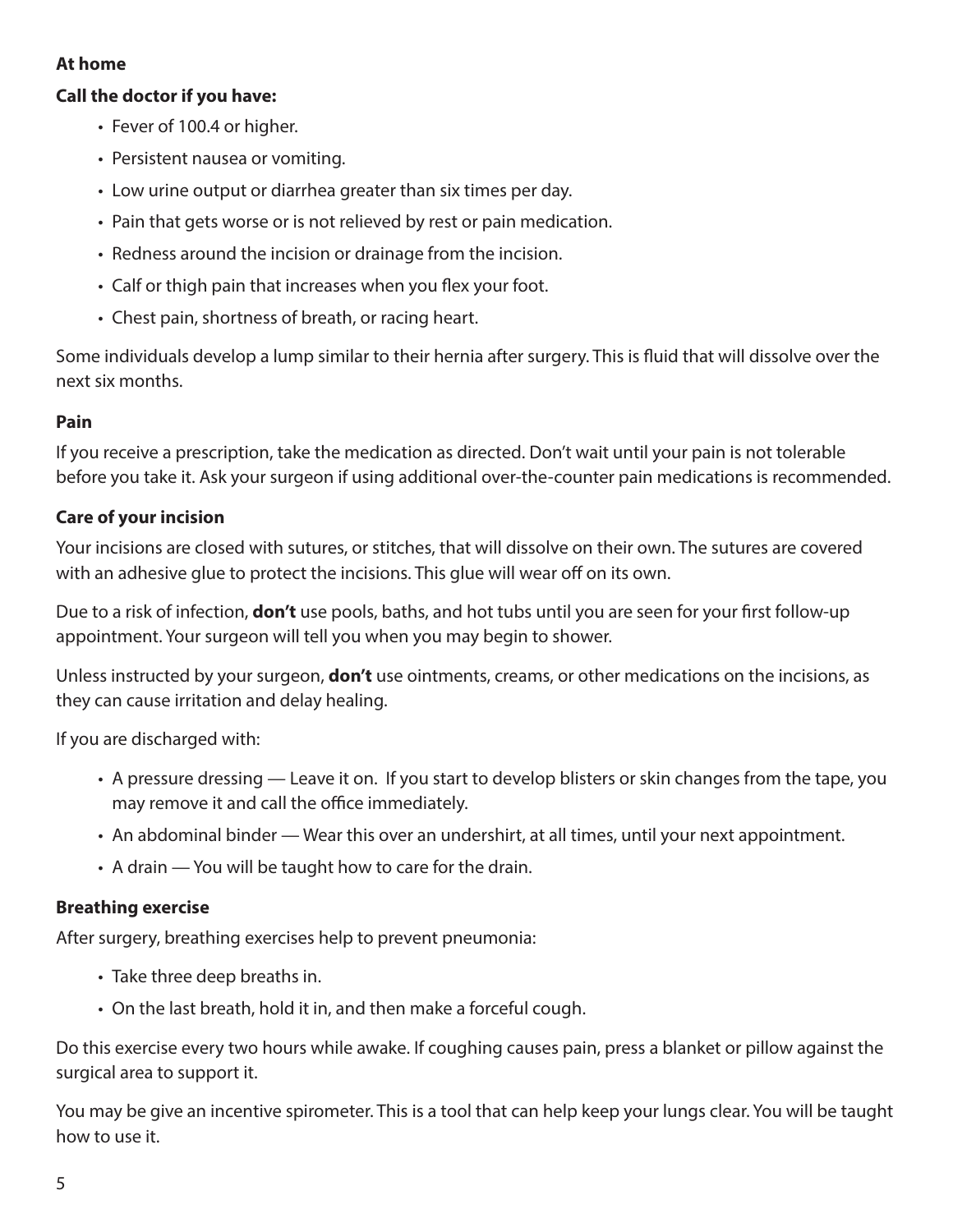**At home**

**Call the doctor if you have:**

- Fever of 100.4 or higher.
- Persistent nausea or vomiting.
- Low urine output or diarrhea greater than six times per day.
- Pain that gets worse or is not relieved by rest or pain medication.
- Redness around the incision or drainage from the incision.
- Calf or thigh pain that increases when you flex your foot.
- Chest pain, shortness of breath, or racing heart.

Some individuals develop a lump similar to their hernia after surgery. This is fluid that will dissolve over the next six months.

**Pain**

If you receive a prescription, take the medication as directed. Don't wait until your pain is not tolerable before you take it. Ask your surgeon if using additional over-the-counter pain medications is recommended.

**Care of your incision**

Your incisions are closed with sutures, or stitches, that will dissolve on their own. The sutures are covered with an adhesive glue to protect the incisions. This glue will wear off on its own.

Due to a risk of infection, **don't** use pools, baths, and hot tubs until you are seen for your first follow-up appointment. Your surgeon will tell you when you may begin to shower.

Unless instructed by your surgeon, **don't** use ointments, creams, or other medications on the incisions, as they can cause irritation and delay healing.

If you are discharged with:

- A pressure dressing — Leave it on. If you start to develop blisters or skin changes from the tape, you may remove it and call the office immediately.
- An abdominal binder — Wear this over an undershirt, at all times, until your next appointment.
- A drain — You will be taught how to care for the drain.

**Breathing exercise**

After surgery, breathing exercises help to prevent pneumonia:

- Take three deep breaths in.
- On the last breath, hold it in, and then make a forceful cough.

Do this exercise every two hours while awake. If coughing causes pain, press a blanket or pillow against the surgical area to support it.

You may be give an incentive spirometer. This is a tool that can help keep your lungs clear. You will be taught how to use it.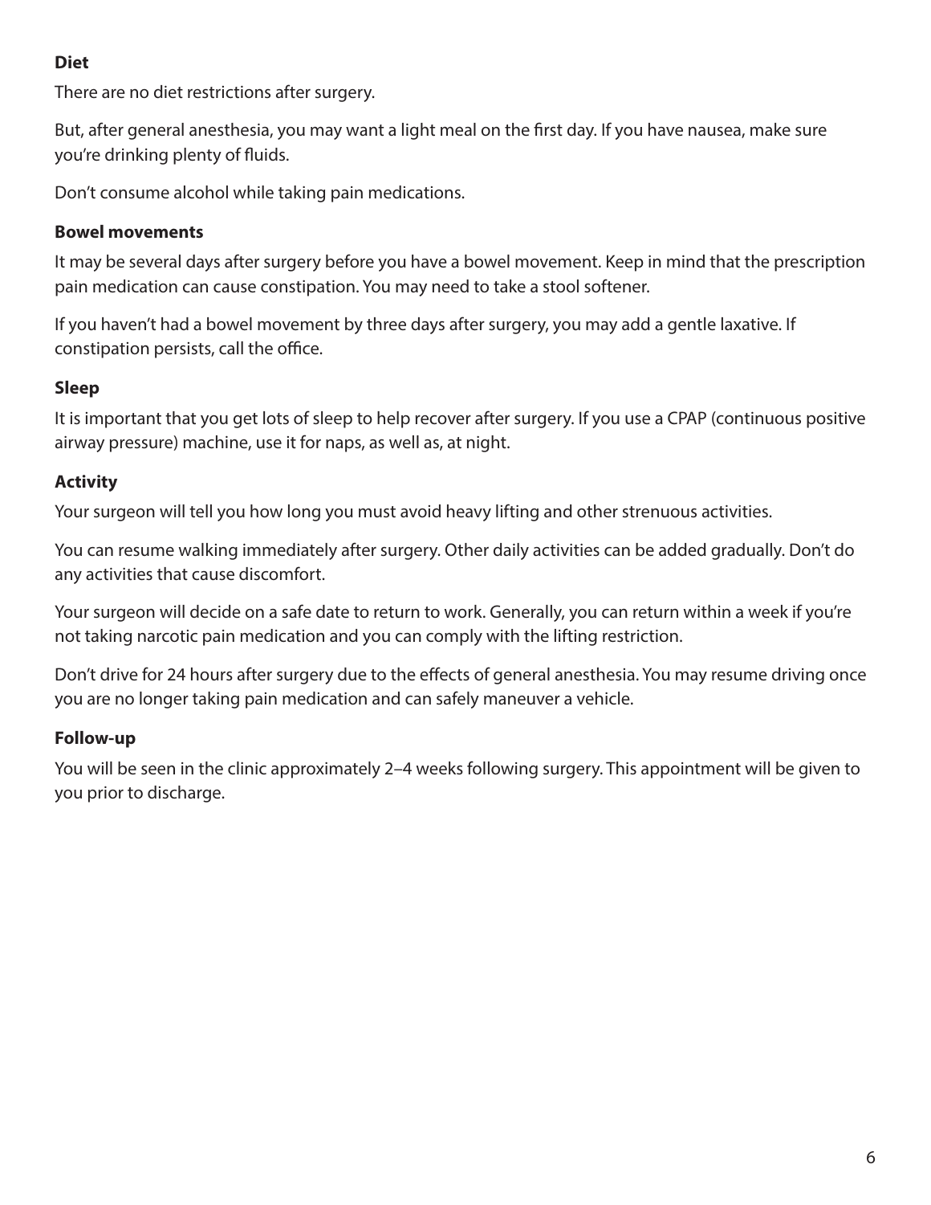### Diet

There are no diet restrictions after surgery.

But, after general anesthesia, you may want a light meal on the first day. If you have nausea, make sure you're drinking plenty of fluids.

Don't consume alcohol while taking pain medications.

### Bowel movements

It may be several days after surgery before you have a bowel movement. Keep in mind that the prescription pain medication can cause constipation. You may need to take a stool softener.

If you haven't had a bowel movement by three days after surgery, you may add a gentle laxative. If constipation persists, call the office.

### Sleep

It is important that you get lots of sleep to help recover after surgery. If you use a CPAP (continuous positive airway pressure) machine, use it for naps, as well as, at night.

### Activity

Your surgeon will tell you how long you must avoid heavy lifting and other strenuous activities.

You can resume walking immediately after surgery. Other daily activities can be added gradually. Don't do any activities that cause discomfort.

Your surgeon will decide on a safe date to return to work. Generally, you can return within a week if you're not taking narcotic pain medication and you can comply with the lifting restriction.

Don't drive for 24 hours after surgery due to the effects of general anesthesia. You may resume driving once you are no longer taking pain medication and can safely maneuver a vehicle.

### Follow-up

You will be seen in the clinic approximately 2–4 weeks following surgery. This appointment will be given to you prior to discharge.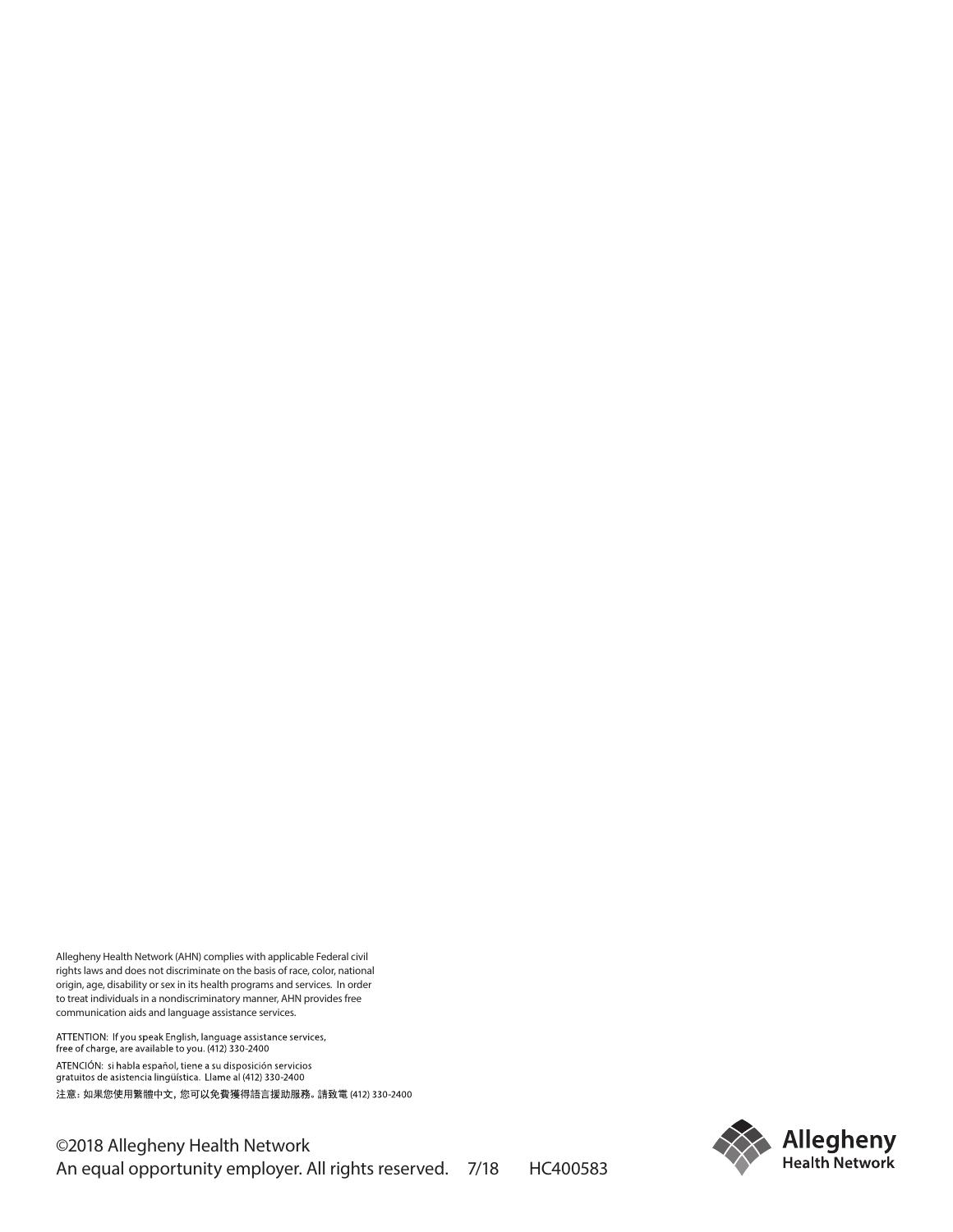Allegheny Health Network (AHN) complies with applicable Federal civil rights laws and does not discriminate on the basis of race, color, national origin, age, disability or sex in its health programs and services. In order to treat individuals in a nondiscriminatory manner, AHN provides free communication aids and language assistance services.

ATTENTION: If you speak English, language assistance services, free of charge, are available to you. (412) 330-2400

ATENCIÓN: si habla español, tiene a su disposición servicios gratuitos de asistencia lingüística. Llame al (412) 330-2400

注意：如果您使用繁體中文，您可以免費獲得語言援助服務。請致電 (412) 330-2400

©2018 Allegheny Health Network
An equal opportunity employer. All rights reserved. 7/18 HC400583

Allegheny
Health Network